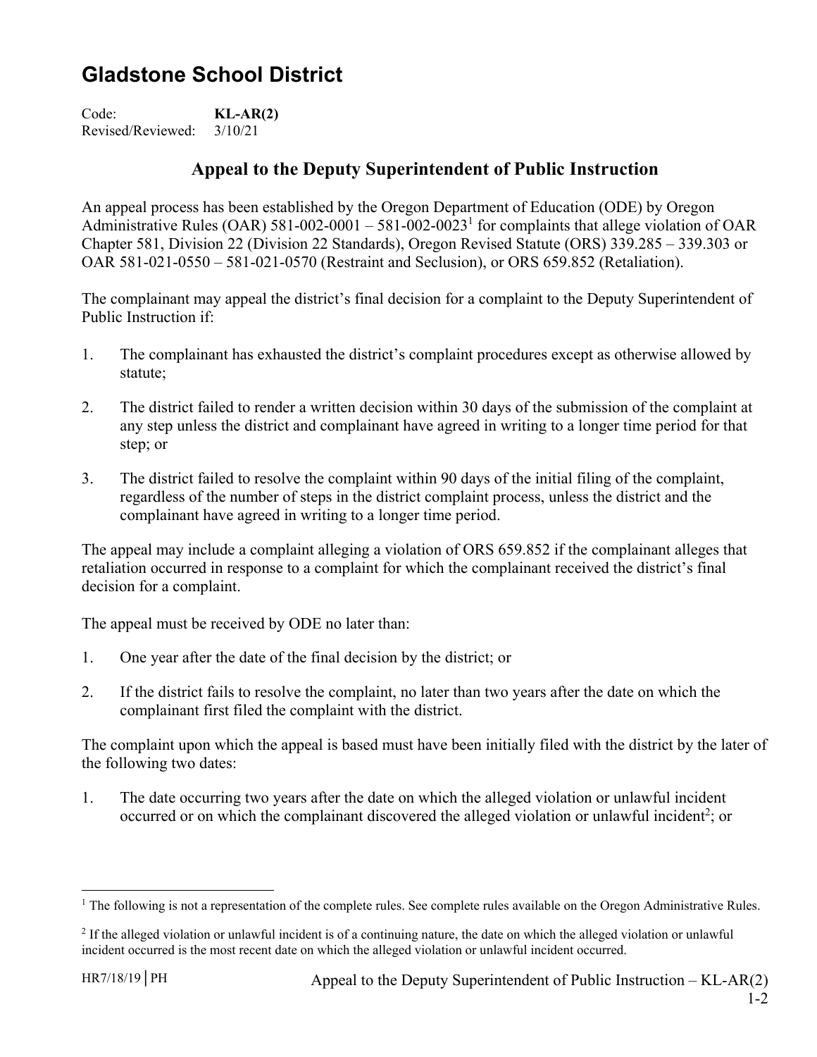# Gladstone School District

Code: **KL-AR(2)**
Revised/Reviewed: 3/10/21

## Appeal to the Deputy Superintendent of Public Instruction

An appeal process has been established by the Oregon Department of Education (ODE) by Oregon Administrative Rules (OAR) 581-002-0001 – 581-002-0023[1] for complaints that allege violation of OAR Chapter 581, Division 22 (Division 22 Standards), Oregon Revised Statute (ORS) 339.285 – 339.303 or OAR 581-021-0550 – 581-021-0570 (Restraint and Seclusion), or ORS 659.852 (Retaliation).

The complainant may appeal the district's final decision for a complaint to the Deputy Superintendent of Public Instruction if:

1. The complainant has exhausted the district's complaint procedures except as otherwise allowed by statute;
2. The district failed to render a written decision within 30 days of the submission of the complaint at any step unless the district and complainant have agreed in writing to a longer time period for that step; or
3. The district failed to resolve the complaint within 90 days of the initial filing of the complaint, regardless of the number of steps in the district complaint process, unless the district and the complainant have agreed in writing to a longer time period.

The appeal may include a complaint alleging a violation of ORS 659.852 if the complainant alleges that retaliation occurred in response to a complaint for which the complainant received the district's final decision for a complaint.

The appeal must be received by ODE no later than:

1. One year after the date of the final decision by the district; or
2. If the district fails to resolve the complaint, no later than two years after the date on which the complainant first filed the complaint with the district.

The complaint upon which the appeal is based must have been initially filed with the district by the later of the following two dates:

1. The date occurring two years after the date on which the alleged violation or unlawful incident occurred or on which the complainant discovered the alleged violation or unlawful incident[2]; or

---

[1] The following is not a representation of the complete rules. See complete rules available on the Oregon Administrative Rules.

[2] If the alleged violation or unlawful incident is of a continuing nature, the date on which the alleged violation or unlawful incident occurred is the most recent date on which the alleged violation or unlawful incident occurred.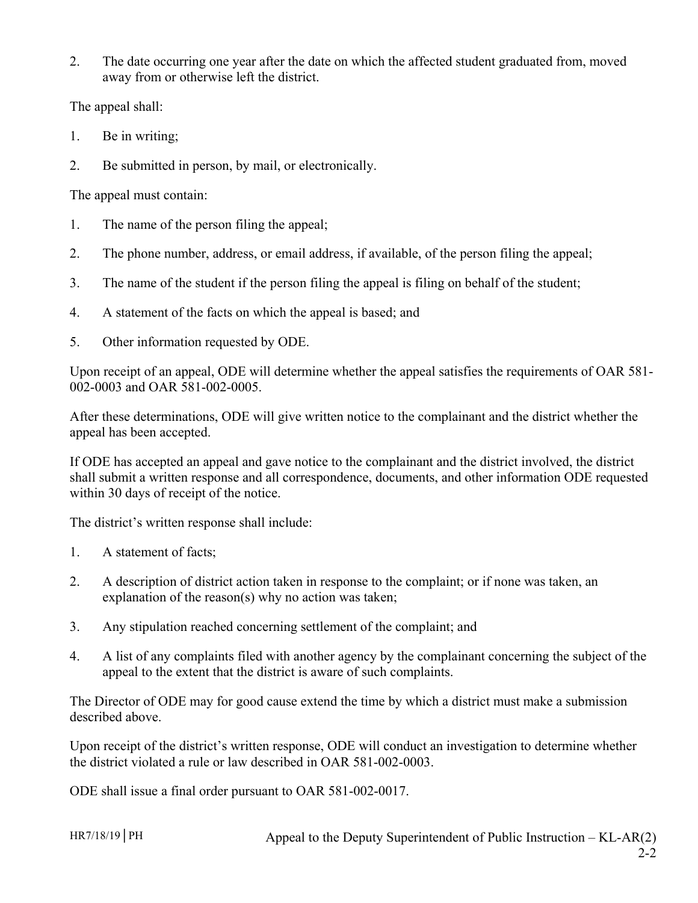2. The date occurring one year after the date on which the affected student graduated from, moved away from or otherwise left the district.

The appeal shall:

1. Be in writing;
2. Be submitted in person, by mail, or electronically.

The appeal must contain:

1. The name of the person filing the appeal;
2. The phone number, address, or email address, if available, of the person filing the appeal;
3. The name of the student if the person filing the appeal is filing on behalf of the student;
4. A statement of the facts on which the appeal is based; and
5. Other information requested by ODE.

Upon receipt of an appeal, ODE will determine whether the appeal satisfies the requirements of OAR 581-002-0003 and OAR 581-002-0005.

After these determinations, ODE will give written notice to the complainant and the district whether the appeal has been accepted.

If ODE has accepted an appeal and gave notice to the complainant and the district involved, the district shall submit a written response and all correspondence, documents, and other information ODE requested within 30 days of receipt of the notice.

The district's written response shall include:

1. A statement of facts;
2. A description of district action taken in response to the complaint; or if none was taken, an explanation of the reason(s) why no action was taken;
3. Any stipulation reached concerning settlement of the complaint; and
4. A list of any complaints filed with another agency by the complainant concerning the subject of the appeal to the extent that the district is aware of such complaints.

The Director of ODE may for good cause extend the time by which a district must make a submission described above.

Upon receipt of the district's written response, ODE will conduct an investigation to determine whether the district violated a rule or law described in OAR 581-002-0003.

ODE shall issue a final order pursuant to OAR 581-002-0017.